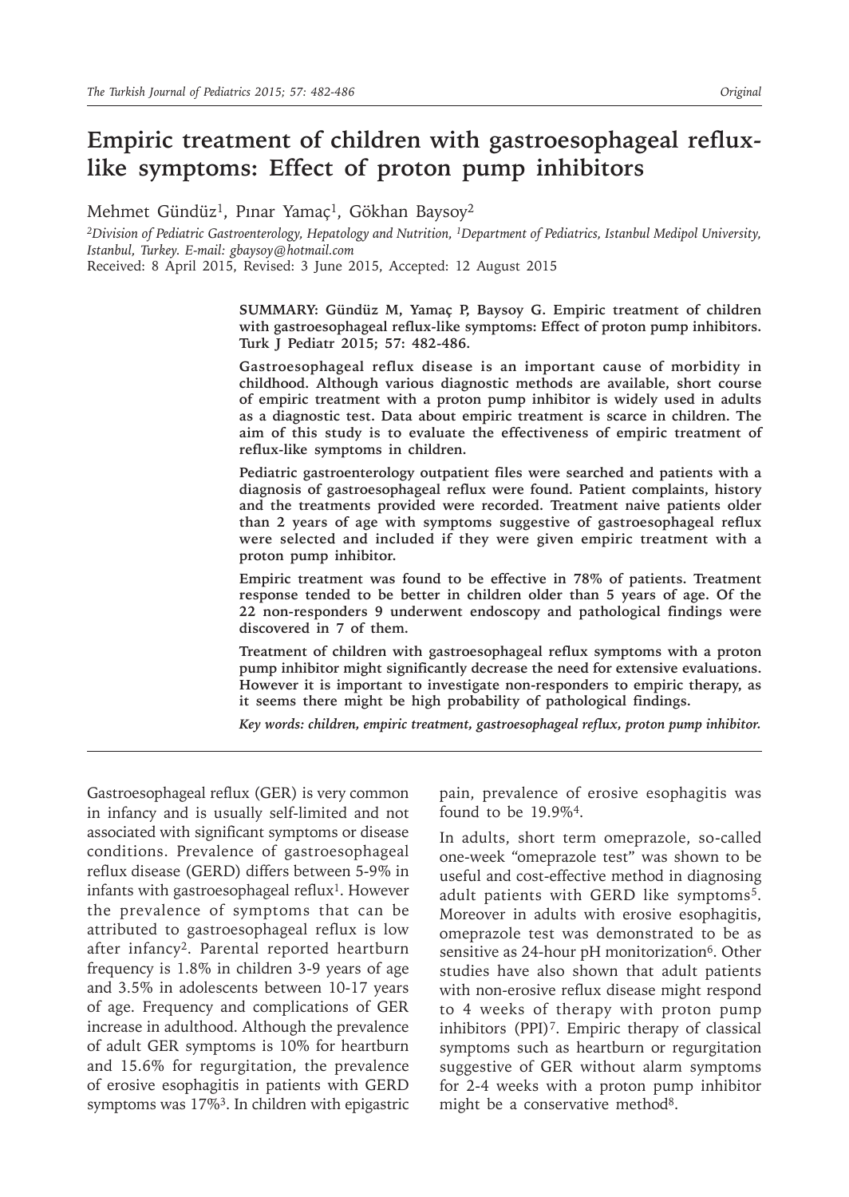# Empiric treatment of children with gastroesophageal reflux-like symptoms: Effect of proton pump inhibitors

Mehmet Gündüz[1], Pınar Yamaç[1], Gökhan Baysoy[2]

[2]*Division of Pediatric Gastroenterology, Hepatology and Nutrition,* [1]*Department of Pediatrics, Istanbul Medipol University, Istanbul, Turkey. E-mail: gbaysoy@hotmail.com*

Received: 8 April 2015, Revised: 3 June 2015, Accepted: 12 August 2015

**SUMMARY: Gündüz M, Yamaç P, Baysoy G. Empiric treatment of children with gastroesophageal reflux-like symptoms: Effect of proton pump inhibitors. Turk J Pediatr 2015; 57: 482-486.**

**Gastroesophageal reflux disease is an important cause of morbidity in childhood. Although various diagnostic methods are available, short course of empiric treatment with a proton pump inhibitor is widely used in adults as a diagnostic test. Data about empiric treatment is scarce in children. The aim of this study is to evaluate the effectiveness of empiric treatment of reflux-like symptoms in children.**

**Pediatric gastroenterology outpatient files were searched and patients with a diagnosis of gastroesophageal reflux were found. Patient complaints, history and the treatments provided were recorded. Treatment naive patients older than 2 years of age with symptoms suggestive of gastroesophageal reflux were selected and included if they were given empiric treatment with a proton pump inhibitor.**

**Empiric treatment was found to be effective in 78% of patients. Treatment response tended to be better in children older than 5 years of age. Of the 22 non-responders 9 underwent endoscopy and pathological findings were discovered in 7 of them.**

**Treatment of children with gastroesophageal reflux symptoms with a proton pump inhibitor might significantly decrease the need for extensive evaluations. However it is important to investigate non-responders to empiric therapy, as it seems there might be high probability of pathological findings.**

***Key words: children, empiric treatment, gastroesophageal reflux, proton pump inhibitor.***

Gastroesophageal reflux (GER) is very common in infancy and is usually self-limited and not associated with significant symptoms or disease conditions. Prevalence of gastroesophageal reflux disease (GERD) differs between 5-9% in infants with gastroesophageal reflux[1]. However the prevalence of symptoms that can be attributed to gastroesophageal reflux is low after infancy[2]. Parental reported heartburn frequency is 1.8% in children 3-9 years of age and 3.5% in adolescents between 10-17 years of age. Frequency and complications of GER increase in adulthood. Although the prevalence of adult GER symptoms is 10% for heartburn and 15.6% for regurgitation, the prevalence of erosive esophagitis in patients with GERD symptoms was 17%[3]. In children with epigastric pain, prevalence of erosive esophagitis was found to be 19.9%[4].

In adults, short term omeprazole, so-called one-week "omeprazole test" was shown to be useful and cost-effective method in diagnosing adult patients with GERD like symptoms[5]. Moreover in adults with erosive esophagitis, omeprazole test was demonstrated to be as sensitive as 24-hour pH monitorization[6]. Other studies have also shown that adult patients with non-erosive reflux disease might respond to 4 weeks of therapy with proton pump inhibitors (PPI)[7]. Empiric therapy of classical symptoms such as heartburn or regurgitation suggestive of GER without alarm symptoms for 2-4 weeks with a proton pump inhibitor might be a conservative method[8].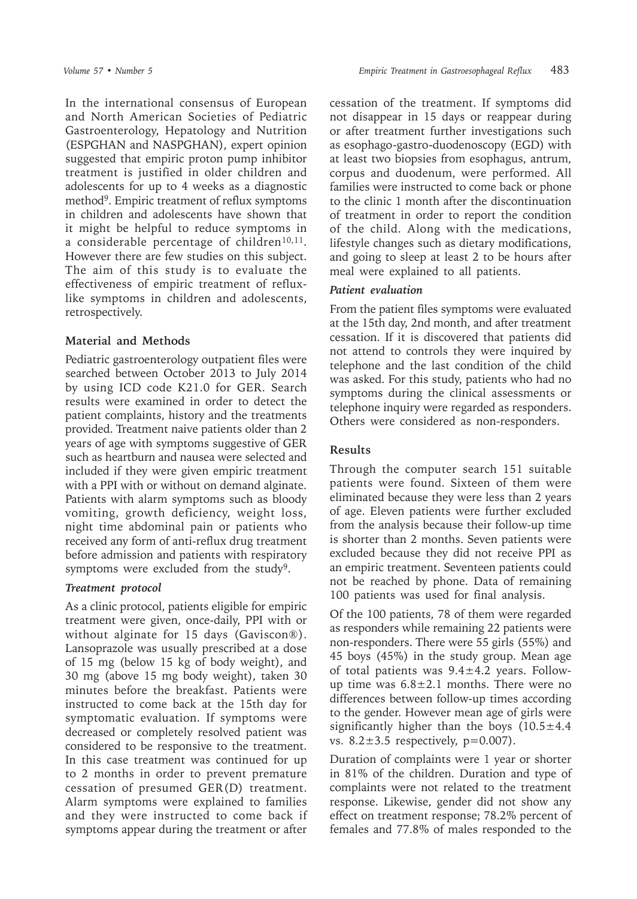In the international consensus of European and North American Societies of Pediatric Gastroenterology, Hepatology and Nutrition (ESPGHAN and NASPGHAN), expert opinion suggested that empiric proton pump inhibitor treatment is justified in older children and adolescents for up to 4 weeks as a diagnostic method[9]. Empiric treatment of reflux symptoms in children and adolescents have shown that it might be helpful to reduce symptoms in a considerable percentage of children[10,11]. However there are few studies on this subject. The aim of this study is to evaluate the effectiveness of empiric treatment of reflux-like symptoms in children and adolescents, retrospectively.

## Material and Methods

Pediatric gastroenterology outpatient files were searched between October 2013 to July 2014 by using ICD code K21.0 for GER. Search results were examined in order to detect the patient complaints, history and the treatments provided. Treatment naive patients older than 2 years of age with symptoms suggestive of GER such as heartburn and nausea were selected and included if they were given empiric treatment with a PPI with or without on demand alginate. Patients with alarm symptoms such as bloody vomiting, growth deficiency, weight loss, night time abdominal pain or patients who received any form of anti-reflux drug treatment before admission and patients with respiratory symptoms were excluded from the study[9].

### *Treatment protocol*

As a clinic protocol, patients eligible for empiric treatment were given, once-daily, PPI with or without alginate for 15 days (Gaviscon®). Lansoprazole was usually prescribed at a dose of 15 mg (below 15 kg of body weight), and 30 mg (above 15 mg body weight), taken 30 minutes before the breakfast. Patients were instructed to come back at the 15th day for symptomatic evaluation. If symptoms were decreased or completely resolved patient was considered to be responsive to the treatment. In this case treatment was continued for up to 2 months in order to prevent premature cessation of presumed GER(D) treatment. Alarm symptoms were explained to families and they were instructed to come back if symptoms appear during the treatment or after cessation of the treatment. If symptoms did not disappear in 15 days or reappear during or after treatment further investigations such as esophago-gastro-duodenoscopy (EGD) with at least two biopsies from esophagus, antrum, corpus and duodenum, were performed. All families were instructed to come back or phone to the clinic 1 month after the discontinuation of treatment in order to report the condition of the child. Along with the medications, lifestyle changes such as dietary modifications, and going to sleep at least 2 to be hours after meal were explained to all patients.

### *Patient evaluation*

From the patient files symptoms were evaluated at the 15th day, 2nd month, and after treatment cessation. If it is discovered that patients did not attend to controls they were inquired by telephone and the last condition of the child was asked. For this study, patients who had no symptoms during the clinical assessments or telephone inquiry were regarded as responders. Others were considered as non-responders.

## Results

Through the computer search 151 suitable patients were found. Sixteen of them were eliminated because they were less than 2 years of age. Eleven patients were further excluded from the analysis because their follow-up time is shorter than 2 months. Seven patients were excluded because they did not receive PPI as an empiric treatment. Seventeen patients could not be reached by phone. Data of remaining 100 patients was used for final analysis.

Of the 100 patients, 78 of them were regarded as responders while remaining 22 patients were non-responders. There were 55 girls (55%) and 45 boys (45%) in the study group. Mean age of total patients was $9.4\pm4.2$ years. Follow-up time was $6.8\pm2.1$ months. There were no differences between follow-up times according to the gender. However mean age of girls were significantly higher than the boys ($10.5\pm4.4$ vs. $8.2\pm3.5$ respectively, $p=0.007$).

Duration of complaints were 1 year or shorter in 81% of the children. Duration and type of complaints were not related to the treatment response. Likewise, gender did not show any effect on treatment response; 78.2% percent of females and 77.8% of males responded to the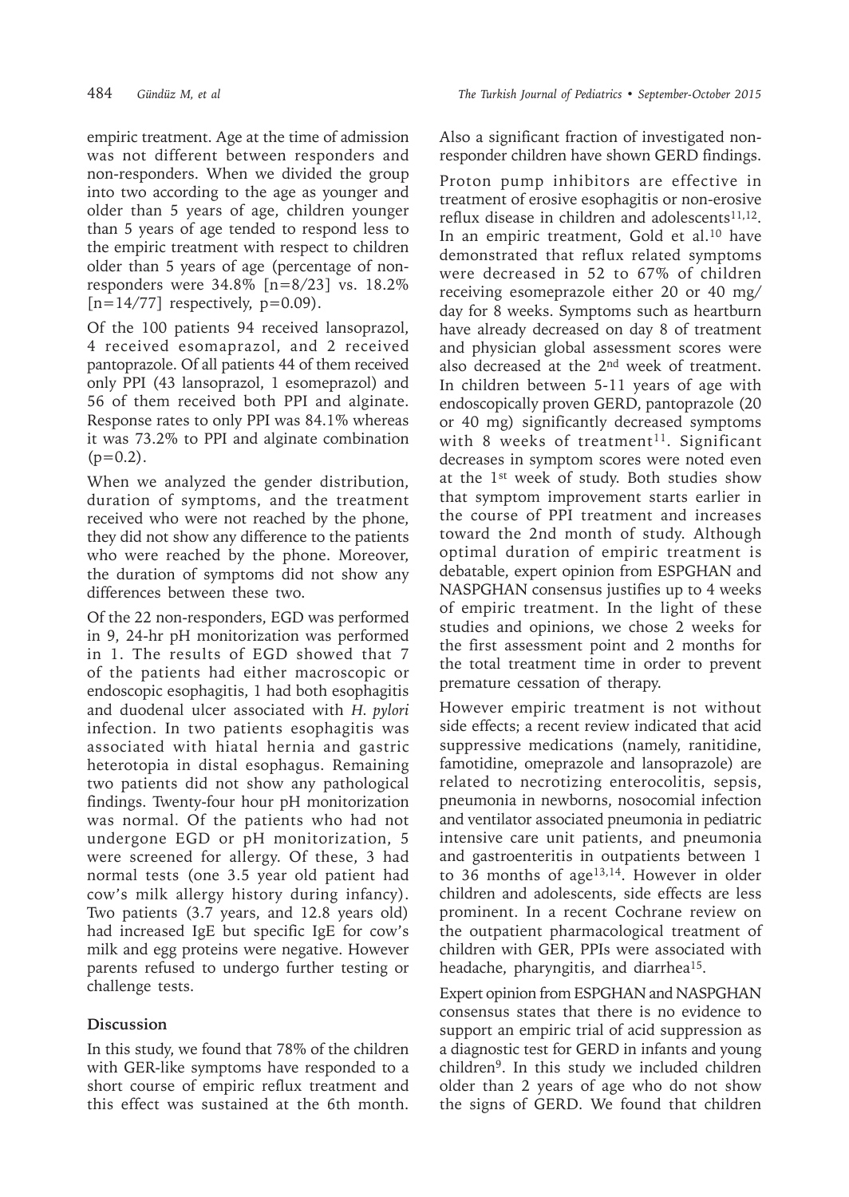empiric treatment. Age at the time of admission was not different between responders and non-responders. When we divided the group into two according to the age as younger and older than 5 years of age, children younger than 5 years of age tended to respond less to the empiric treatment with respect to children older than 5 years of age (percentage of non-responders were 34.8% [n=8/23] vs. 18.2% [n=14/77] respectively, p=0.09).

Of the 100 patients 94 received lansoprazol, 4 received esomaprazol, and 2 received pantoprazole. Of all patients 44 of them received only PPI (43 lansoprazol, 1 esomeprazol) and 56 of them received both PPI and alginate. Response rates to only PPI was 84.1% whereas it was 73.2% to PPI and alginate combination (p=0.2).

When we analyzed the gender distribution, duration of symptoms, and the treatment received who were not reached by the phone, they did not show any difference to the patients who were reached by the phone. Moreover, the duration of symptoms did not show any differences between these two.

Of the 22 non-responders, EGD was performed in 9, 24-hr pH monitorization was performed in 1. The results of EGD showed that 7 of the patients had either macroscopic or endoscopic esophagitis, 1 had both esophagitis and duodenal ulcer associated with *H. pylori* infection. In two patients esophagitis was associated with hiatal hernia and gastric heterotopia in distal esophagus. Remaining two patients did not show any pathological findings. Twenty-four hour pH monitorization was normal. Of the patients who had not undergone EGD or pH monitorization, 5 were screened for allergy. Of these, 3 had normal tests (one 3.5 year old patient had cow's milk allergy history during infancy). Two patients (3.7 years, and 12.8 years old) had increased IgE but specific IgE for cow's milk and egg proteins were negative. However parents refused to undergo further testing or challenge tests.

## Discussion

In this study, we found that 78% of the children with GER-like symptoms have responded to a short course of empiric reflux treatment and this effect was sustained at the 6th month. Also a significant fraction of investigated non-responder children have shown GERD findings.

Proton pump inhibitors are effective in treatment of erosive esophagitis or non-erosive reflux disease in children and adolescents[11,12]. In an empiric treatment, Gold et al.[10] have demonstrated that reflux related symptoms were decreased in 52 to 67% of children receiving esomeprazole either 20 or 40 mg/day for 8 weeks. Symptoms such as heartburn have already decreased on day 8 of treatment and physician global assessment scores were also decreased at the 2nd week of treatment. In children between 5-11 years of age with endoscopically proven GERD, pantoprazole (20 or 40 mg) significantly decreased symptoms with 8 weeks of treatment[11]. Significant decreases in symptom scores were noted even at the 1st week of study. Both studies show that symptom improvement starts earlier in the course of PPI treatment and increases toward the 2nd month of study. Although optimal duration of empiric treatment is debatable, expert opinion from ESPGHAN and NASPGHAN consensus justifies up to 4 weeks of empiric treatment. In the light of these studies and opinions, we chose 2 weeks for the first assessment point and 2 months for the total treatment time in order to prevent premature cessation of therapy.

However empiric treatment is not without side effects; a recent review indicated that acid suppressive medications (namely, ranitidine, famotidine, omeprazole and lansoprazole) are related to necrotizing enterocolitis, sepsis, pneumonia in newborns, nosocomial infection and ventilator associated pneumonia in pediatric intensive care unit patients, and pneumonia and gastroenteritis in outpatients between 1 to 36 months of age[13,14]. However in older children and adolescents, side effects are less prominent. In a recent Cochrane review on the outpatient pharmacological treatment of children with GER, PPIs were associated with headache, pharyngitis, and diarrhea[15].

Expert opinion from ESPGHAN and NASPGHAN consensus states that there is no evidence to support an empiric trial of acid suppression as a diagnostic test for GERD in infants and young children[9]. In this study we included children older than 2 years of age who do not show the signs of GERD. We found that children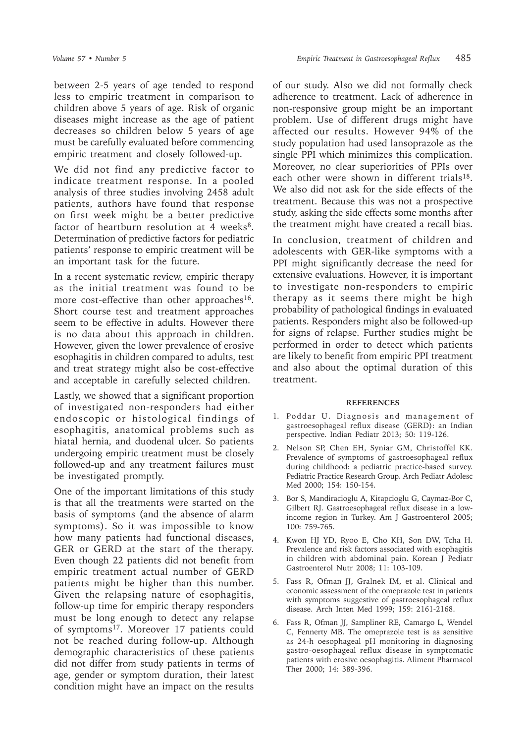between 2-5 years of age tended to respond less to empiric treatment in comparison to children above 5 years of age. Risk of organic diseases might increase as the age of patient decreases so children below 5 years of age must be carefully evaluated before commencing empiric treatment and closely followed-up.

We did not find any predictive factor to indicate treatment response. In a pooled analysis of three studies involving 2458 adult patients, authors have found that response on first week might be a better predictive factor of heartburn resolution at 4 weeks[8]. Determination of predictive factors for pediatric patients' response to empiric treatment will be an important task for the future.

In a recent systematic review, empiric therapy as the initial treatment was found to be more cost-effective than other approaches[16]. Short course test and treatment approaches seem to be effective in adults. However there is no data about this approach in children. However, given the lower prevalence of erosive esophagitis in children compared to adults, test and treat strategy might also be cost-effective and acceptable in carefully selected children.

Lastly, we showed that a significant proportion of investigated non-responders had either endoscopic or histological findings of esophagitis, anatomical problems such as hiatal hernia, and duodenal ulcer. So patients undergoing empiric treatment must be closely followed-up and any treatment failures must be investigated promptly.

One of the important limitations of this study is that all the treatments were started on the basis of symptoms (and the absence of alarm symptoms). So it was impossible to know how many patients had functional diseases, GER or GERD at the start of the therapy. Even though 22 patients did not benefit from empiric treatment actual number of GERD patients might be higher than this number. Given the relapsing nature of esophagitis, follow-up time for empiric therapy responders must be long enough to detect any relapse of symptoms[17]. Moreover 17 patients could not be reached during follow-up. Although demographic characteristics of these patients did not differ from study patients in terms of age, gender or symptom duration, their latest condition might have an impact on the results of our study. Also we did not formally check adherence to treatment. Lack of adherence in non-responsive group might be an important problem. Use of different drugs might have affected our results. However 94% of the study population had used lansoprazole as the single PPI which minimizes this complication. Moreover, no clear superiorities of PPIs over each other were shown in different trials[18]. We also did not ask for the side effects of the treatment. Because this was not a prospective study, asking the side effects some months after the treatment might have created a recall bias.

In conclusion, treatment of children and adolescents with GER-like symptoms with a PPI might significantly decrease the need for extensive evaluations. However, it is important to investigate non-responders to empiric therapy as it seems there might be high probability of pathological findings in evaluated patients. Responders might also be followed-up for signs of relapse. Further studies might be performed in order to detect which patients are likely to benefit from empiric PPI treatment and also about the optimal duration of this treatment.

## REFERENCES

1. Poddar U. Diagnosis and management of gastroesophageal reflux disease (GERD): an Indian perspective. Indian Pediatr 2013; 50: 119-126.
2. Nelson SP, Chen EH, Syniar GM, Christoffel KK. Prevalence of symptoms of gastroesophageal reflux during childhood: a pediatric practice-based survey. Pediatric Practice Research Group. Arch Pediatr Adolesc Med 2000; 154: 150-154.
3. Bor S, Mandiracioglu A, Kitapcioglu G, Caymaz-Bor C, Gilbert RJ. Gastroesophageal reflux disease in a low-income region in Turkey. Am J Gastroenterol 2005; 100: 759-765.
4. Kwon HJ YD, Ryoo E, Cho KH, Son DW, Tcha H. Prevalence and risk factors associated with esophagitis in children with abdominal pain. Korean J Pediatr Gastroenterol Nutr 2008; 11: 103-109.
5. Fass R, Ofman JJ, Gralnek IM, et al. Clinical and economic assessment of the omeprazole test in patients with symptoms suggestive of gastroesophageal reflux disease. Arch Inten Med 1999; 159: 2161-2168.
6. Fass R, Ofman JJ, Sampliner RE, Camargo L, Wendel C, Fennerty MB. The omeprazole test is as sensitive as 24-h oesophageal pH monitoring in diagnosing gastro-oesophageal reflux disease in symptomatic patients with erosive oesophagitis. Aliment Pharmacol Ther 2000; 14: 389-396.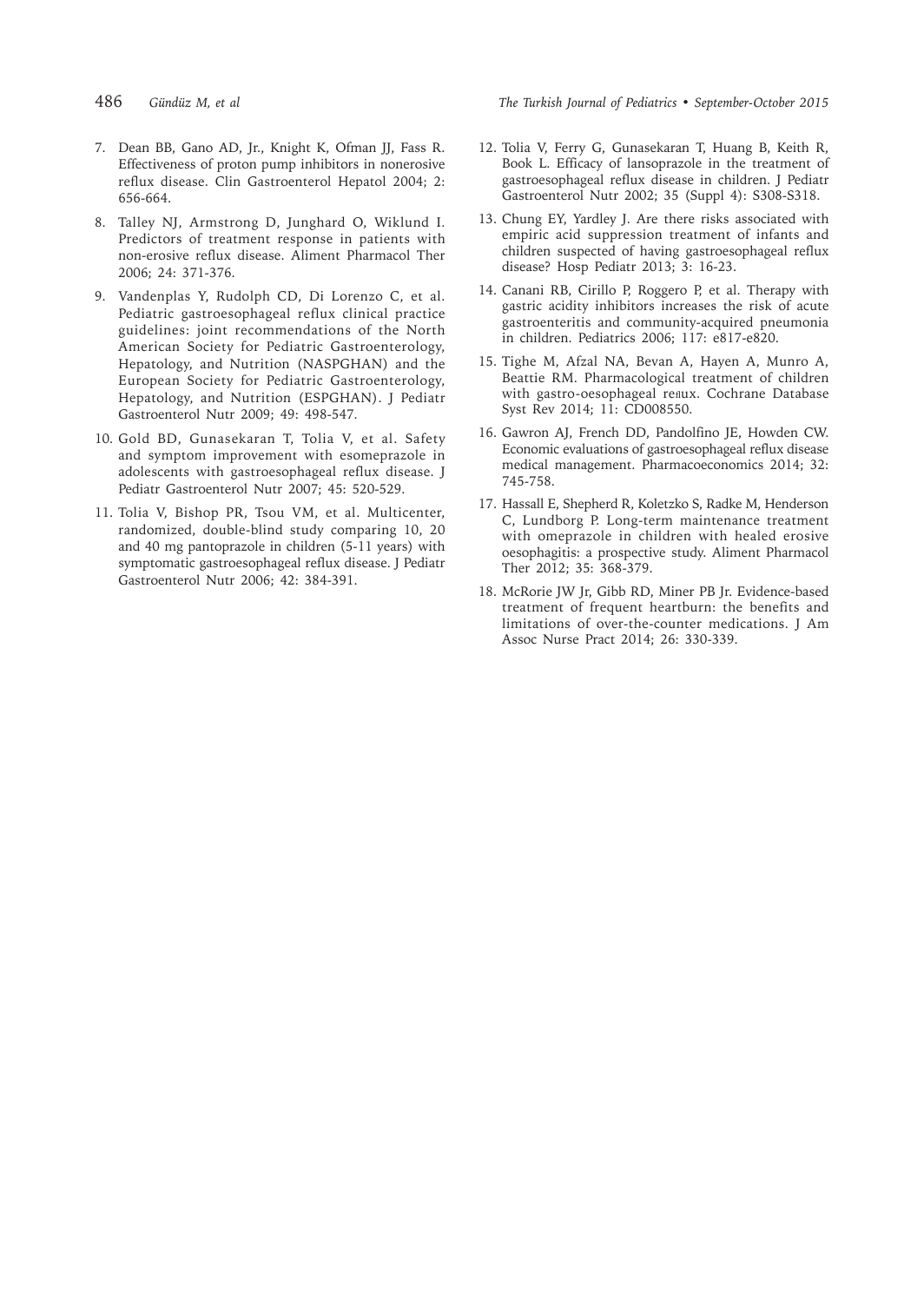7. Dean BB, Gano AD, Jr., Knight K, Ofman JJ, Fass R. Effectiveness of proton pump inhibitors in nonerosive reflux disease. Clin Gastroenterol Hepatol 2004; 2: 656-664.

8. Talley NJ, Armstrong D, Junghard O, Wiklund I. Predictors of treatment response in patients with non-erosive reflux disease. Aliment Pharmacol Ther 2006; 24: 371-376.

9. Vandenplas Y, Rudolph CD, Di Lorenzo C, et al. Pediatric gastroesophageal reflux clinical practice guidelines: joint recommendations of the North American Society for Pediatric Gastroenterology, Hepatology, and Nutrition (NASPGHAN) and the European Society for Pediatric Gastroenterology, Hepatology, and Nutrition (ESPGHAN). J Pediatr Gastroenterol Nutr 2009; 49: 498-547.

10. Gold BD, Gunasekaran T, Tolia V, et al. Safety and symptom improvement with esomeprazole in adolescents with gastroesophageal reflux disease. J Pediatr Gastroenterol Nutr 2007; 45: 520-529.

11. Tolia V, Bishop PR, Tsou VM, et al. Multicenter, randomized, double-blind study comparing 10, 20 and 40 mg pantoprazole in children (5-11 years) with symptomatic gastroesophageal reflux disease. J Pediatr Gastroenterol Nutr 2006; 42: 384-391.

12. Tolia V, Ferry G, Gunasekaran T, Huang B, Keith R, Book L. Efficacy of lansoprazole in the treatment of gastroesophageal reflux disease in children. J Pediatr Gastroenterol Nutr 2002; 35 (Suppl 4): S308-S318.

13. Chung EY, Yardley J. Are there risks associated with empiric acid suppression treatment of infants and children suspected of having gastroesophageal reflux disease? Hosp Pediatr 2013; 3: 16-23.

14. Canani RB, Cirillo P, Roggero P, et al. Therapy with gastric acidity inhibitors increases the risk of acute gastroenteritis and community-acquired pneumonia in children. Pediatrics 2006; 117: e817-e820.

15. Tighe M, Afzal NA, Bevan A, Hayen A, Munro A, Beattie RM. Pharmacological treatment of children with gastro-oesophageal reflux. Cochrane Database Syst Rev 2014; 11: CD008550.

16. Gawron AJ, French DD, Pandolfino JE, Howden CW. Economic evaluations of gastroesophageal reflux disease medical management. Pharmacoeconomics 2014; 32: 745-758.

17. Hassall E, Shepherd R, Koletzko S, Radke M, Henderson C, Lundborg P. Long-term maintenance treatment with omeprazole in children with healed erosive oesophagitis: a prospective study. Aliment Pharmacol Ther 2012; 35: 368-379.

18. McRorie JW Jr, Gibb RD, Miner PB Jr. Evidence-based treatment of frequent heartburn: the benefits and limitations of over-the-counter medications. J Am Assoc Nurse Pract 2014; 26: 330-339.